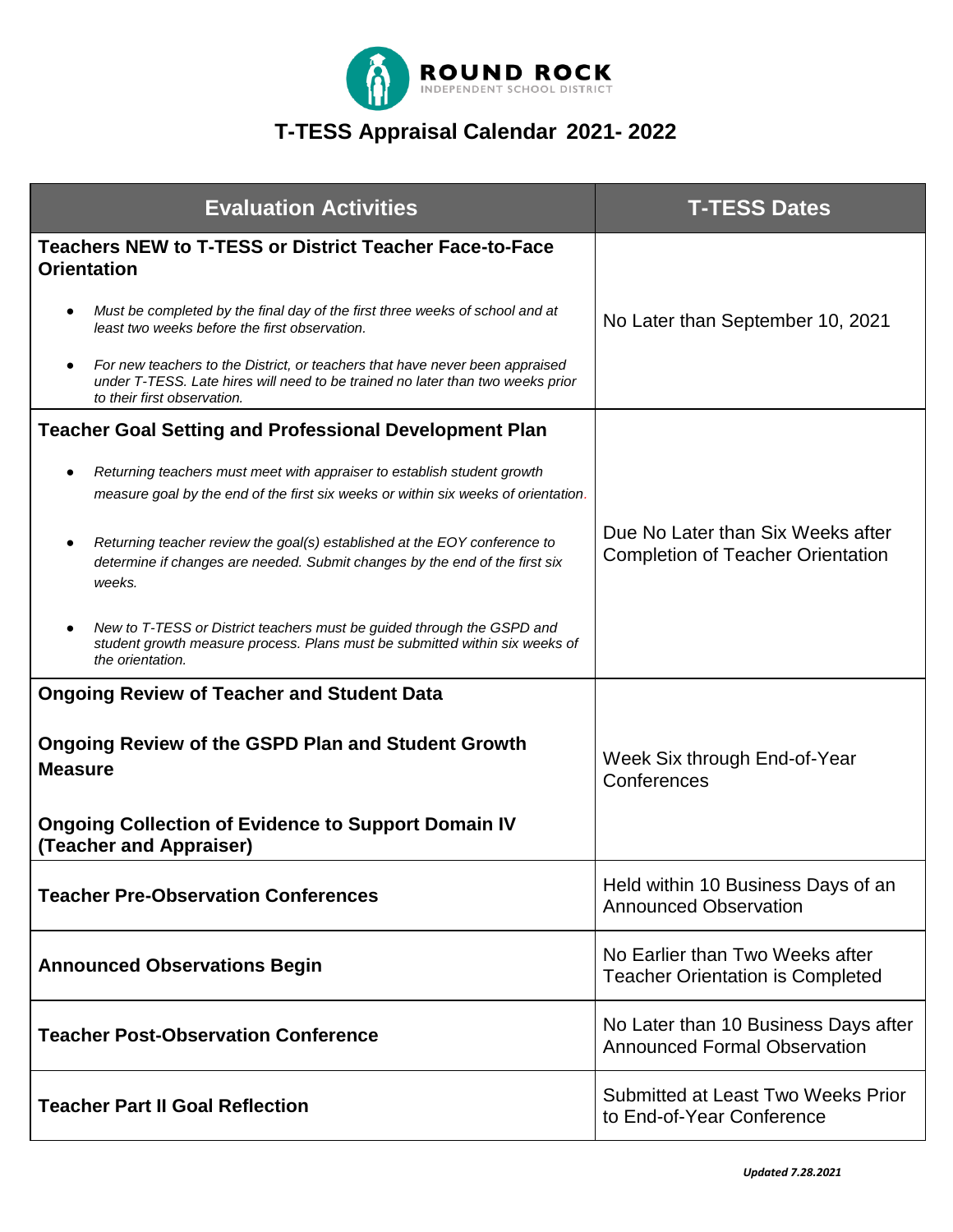# T-TESS Appraisal Calendar 2021- 2022

| Evaluation Activities | T-TESS Dates |
| --- | --- |
| **Teachers NEW to T-TESS or District Teacher Face-to-Face Orientation**<br>• *Must be completed by the final day of the first three weeks of school and at least two weeks before the first observation.*<br>• *For new teachers to the District, or teachers that have never been appraised under T-TESS. Late hires will need to be trained no later than two weeks prior to their first observation.* | No Later than September 10, 2021 |
| **Teacher Goal Setting and Professional Development Plan**<br>• *Returning teachers must meet with appraiser to establish student growth measure goal by the end of the first six weeks or within six weeks of orientation.*<br>• *Returning teacher review the goal(s) established at the EOY conference to determine if changes are needed. Submit changes by the end of the first six weeks.*<br>• *New to T-TESS or District teachers must be guided through the GSPD and student growth measure process. Plans must be submitted within six weeks of the orientation.* | Due No Later than Six Weeks after Completion of Teacher Orientation |
| **Ongoing Review of Teacher and Student Data**<br>**Ongoing Review of the GSPD Plan and Student Growth Measure**<br>**Ongoing Collection of Evidence to Support Domain IV (Teacher and Appraiser)** | Week Six through End-of-Year Conferences |
| **Teacher Pre-Observation Conferences** | Held within 10 Business Days of an Announced Observation |
| **Announced Observations Begin** | No Earlier than Two Weeks after Teacher Orientation is Completed |
| **Teacher Post-Observation Conference** | No Later than 10 Business Days after Announced Formal Observation |
| **Teacher Part II Goal Reflection** | Submitted at Least Two Weeks Prior to End-of-Year Conference |

*Updated 7.28.2021*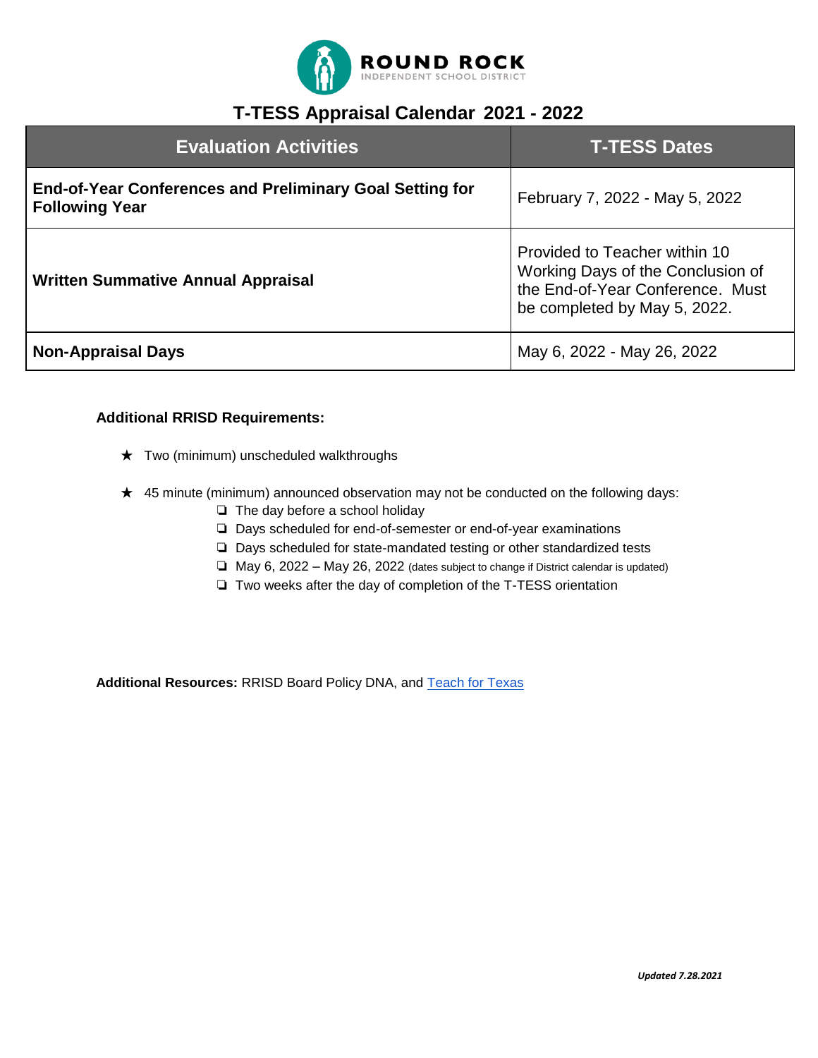ROUND ROCK INDEPENDENT SCHOOL DISTRICT

# T-TESS Appraisal Calendar 2021 - 2022

| Evaluation Activities | T-TESS Dates |
|---|---|
| **End-of-Year Conferences and Preliminary Goal Setting for Following Year** | February 7, 2022 - May 5, 2022 |
| **Written Summative Annual Appraisal** | Provided to Teacher within 10 Working Days of the Conclusion of the End-of-Year Conference. Must be completed by May 5, 2022. |
| **Non-Appraisal Days** | May 6, 2022 - May 26, 2022 |

**Additional RRISD Requirements:**

- ★ Two (minimum) unscheduled walkthroughs
- ★ 45 minute (minimum) announced observation may not be conducted on the following days:
  - ❏ The day before a school holiday
  - ❏ Days scheduled for end-of-semester or end-of-year examinations
  - ❏ Days scheduled for state-mandated testing or other standardized tests
  - ❏ May 6, 2022 – May 26, 2022 (dates subject to change if District calendar is updated)
  - ❏ Two weeks after the day of completion of the T-TESS orientation

**Additional Resources:** RRISD Board Policy DNA, and Teach for Texas

*Updated 7.28.2021*